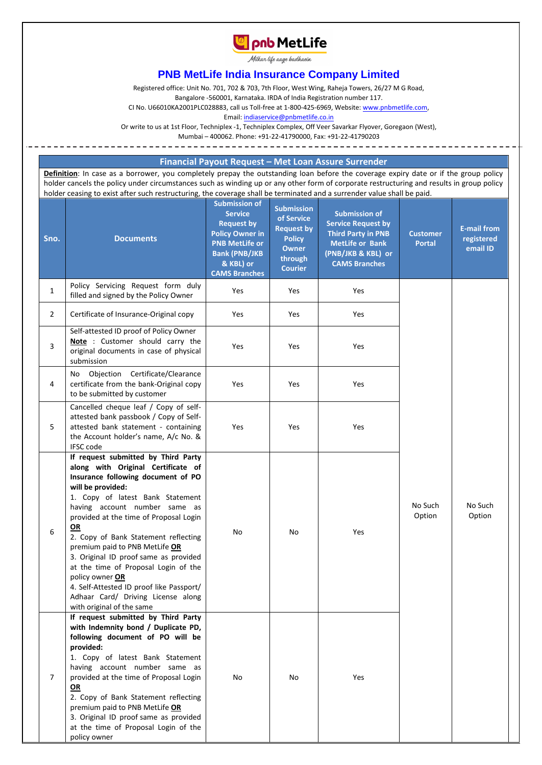# PNB MetLife India Insurance Company Limited

Registered office: Unit No. 701, 702 & 703, 7th Floor, West Wing, Raheja Towers, 26/27 M G Road, Bangalore -560001, Karnataka. IRDA of India Registration number 117.
CI No. U66010KA2001PLC028883, call us Toll-free at 1-800-425-6969, Website: www.pnbmetlife.com,
Email: indiaservice@pnbmetlife.co.in
Or write to us at 1st Floor, Techniplex -1, Techniplex Complex, Off Veer Savarkar Flyover, Goregaon (West), Mumbai – 400062. Phone: +91-22-41790000, Fax: +91-22-41790203

## Financial Payout Request – Met Loan Assure Surrender

**Definition**: In case as a borrower, you completely prepay the outstanding loan before the coverage expiry date or if the group policy holder cancels the policy under circumstances such as winding up or any other form of corporate restructuring and results in group policy holder ceasing to exist after such restructuring, the coverage shall be terminated and a surrender value shall be paid.

| Sno. | Documents | Submission of Service Request by Policy Owner in PNB MetLife or Bank (PNB/JKB & KBL) or CAMS Branches | Submission of Service Request by Policy Owner through Courier | Submission of Service Request by Third Party in PNB MetLife or Bank (PNB/JKB & KBL) or CAMS Branches | Customer Portal | E-mail from registered email ID |
|---|---|---|---|---|---|---|
| 1 | Policy Servicing Request form duly filled and signed by the Policy Owner | Yes | Yes | Yes | No Such Option | No Such Option |
| 2 | Certificate of Insurance-Original copy | Yes | Yes | Yes | | |
| 3 | Self-attested ID proof of Policy Owner **Note** : Customer should carry the original documents in case of physical submission | Yes | Yes | Yes | | |
| 4 | No Objection Certificate/Clearance certificate from the bank-Original copy to be submitted by customer | Yes | Yes | Yes | | |
| 5 | Cancelled cheque leaf / Copy of self-attested bank passbook / Copy of Self-attested bank statement - containing the Account holder's name, A/c No. & IFSC code | Yes | Yes | Yes | | |
| 6 | **If request submitted by Third Party along with Original Certificate of Insurance following document of PO will be provided:** 1. Copy of latest Bank Statement having account number same as provided at the time of Proposal Login **OR** 2. Copy of Bank Statement reflecting premium paid to PNB MetLife **OR** 3. Original ID proof same as provided at the time of Proposal Login of the policy owner **OR** 4. Self-Attested ID proof like Passport/ Adhaar Card/ Driving License along with original of the same | No | No | Yes | | |
| 7 | **If request submitted by Third Party with Indemnity bond / Duplicate PD, following document of PO will be provided:** 1. Copy of latest Bank Statement having account number same as provided at the time of Proposal Login **OR** 2. Copy of Bank Statement reflecting premium paid to PNB MetLife **OR** 3. Original ID proof same as provided at the time of Proposal Login of the policy owner | No | No | Yes | | |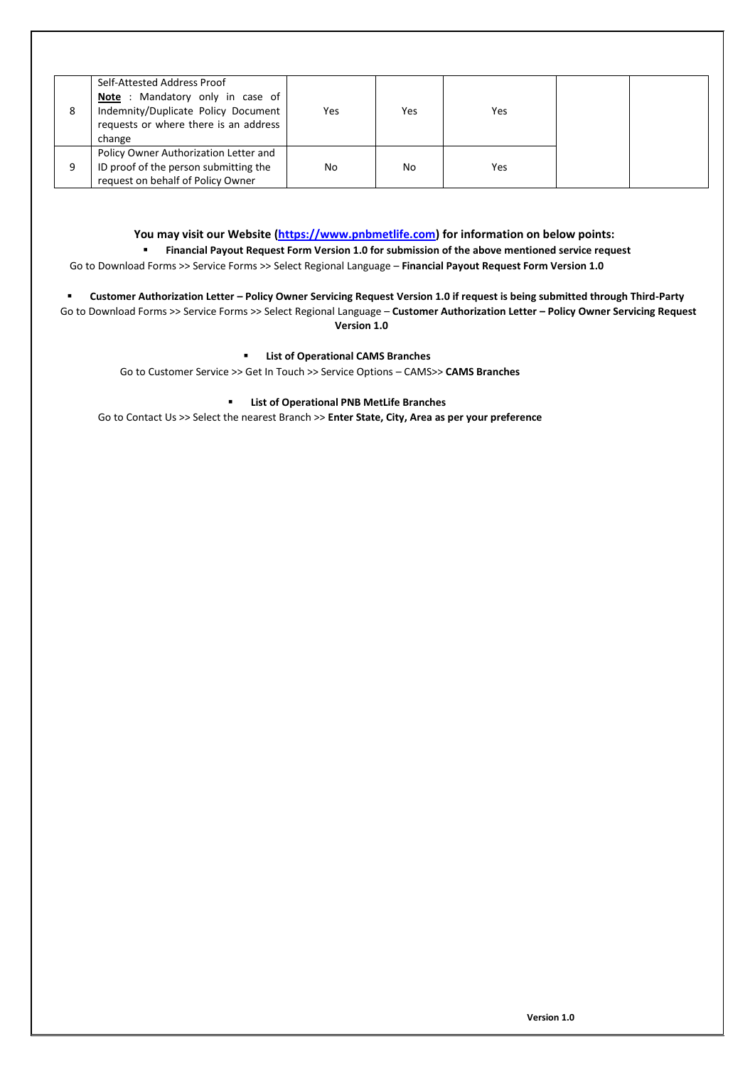| | | | | | | |
|---|---|---|---|---|---|---|
| 8 | Self-Attested Address Proof **Note** : Mandatory only in case of Indemnity/Duplicate Policy Document requests or where there is an address change | Yes | Yes | Yes | | |
| 9 | Policy Owner Authorization Letter and ID proof of the person submitting the request on behalf of Policy Owner | No | No | Yes | | |

**You may visit our Website ([https://www.pnbmetlife.com](https://www.pnbmetlife.com)) for information on below points:**

- **Financial Payout Request Form Version 1.0 for submission of the above mentioned service request**

Go to Download Forms >> Service Forms >> Select Regional Language – **Financial Payout Request Form Version 1.0**

- **Customer Authorization Letter – Policy Owner Servicing Request Version 1.0 if request is being submitted through Third-Party**

Go to Download Forms >> Service Forms >> Select Regional Language – **Customer Authorization Letter – Policy Owner Servicing Request Version 1.0**

- **List of Operational CAMS Branches**

Go to Customer Service >> Get In Touch >> Service Options – CAMS>> **CAMS Branches**

- **List of Operational PNB MetLife Branches**

Go to Contact Us >> Select the nearest Branch >> **Enter State, City, Area as per your preference**